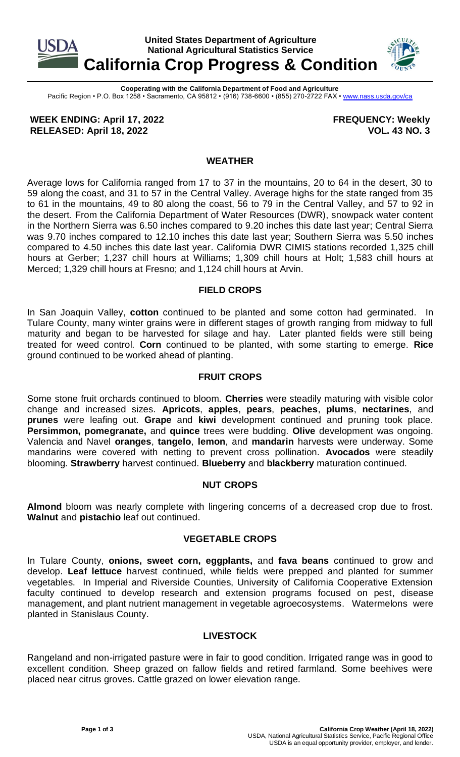# United States Department of Agriculture
## National Agricultural Statistics Service
# California Crop Progress & Condition

**Cooperating with the California Department of Food and Agriculture**
Pacific Region • P.O. Box 1258 • Sacramento, CA 95812 • (916) 738-6600 • (855) 270-2722 FAX • www.nass.usda.gov/ca

**WEEK ENDING: April 17, 2022**
**RELEASED: April 18, 2022**

**FREQUENCY: Weekly**
**VOL. 43 NO. 3**

## WEATHER

Average lows for California ranged from 17 to 37 in the mountains, 20 to 64 in the desert, 30 to 59 along the coast, and 31 to 57 in the Central Valley. Average highs for the state ranged from 35 to 61 in the mountains, 49 to 80 along the coast, 56 to 79 in the Central Valley, and 57 to 92 in the desert. From the California Department of Water Resources (DWR), snowpack water content in the Northern Sierra was 6.50 inches compared to 9.20 inches this date last year; Central Sierra was 9.70 inches compared to 12.10 inches this date last year; Southern Sierra was 5.50 inches compared to 4.50 inches this date last year. California DWR CIMIS stations recorded 1,325 chill hours at Gerber; 1,237 chill hours at Williams; 1,309 chill hours at Holt; 1,583 chill hours at Merced; 1,329 chill hours at Fresno; and 1,124 chill hours at Arvin.

## FIELD CROPS

In San Joaquin Valley, **cotton** continued to be planted and some cotton had germinated. In Tulare County, many winter grains were in different stages of growth ranging from midway to full maturity and began to be harvested for silage and hay. Later planted fields were still being treated for weed control. **Corn** continued to be planted, with some starting to emerge. **Rice** ground continued to be worked ahead of planting.

## FRUIT CROPS

Some stone fruit orchards continued to bloom. **Cherries** were steadily maturing with visible color change and increased sizes. **Apricots**, **apples**, **pears**, **peaches**, **plums**, **nectarines**, and **prunes** were leafing out. **Grape** and **kiwi** development continued and pruning took place. **Persimmon, pomegranate,** and **quince** trees were budding. **Olive** development was ongoing. Valencia and Navel **oranges**, **tangelo**, **lemon**, and **mandarin** harvests were underway. Some mandarins were covered with netting to prevent cross pollination. **Avocados** were steadily blooming. **Strawberry** harvest continued. **Blueberry** and **blackberry** maturation continued.

## NUT CROPS

**Almond** bloom was nearly complete with lingering concerns of a decreased crop due to frost. **Walnut** and **pistachio** leaf out continued.

## VEGETABLE CROPS

In Tulare County, **onions, sweet corn, eggplants,** and **fava beans** continued to grow and develop. **Leaf lettuce** harvest continued, while fields were prepped and planted for summer vegetables. In Imperial and Riverside Counties, University of California Cooperative Extension faculty continued to develop research and extension programs focused on pest, disease management, and plant nutrient management in vegetable agroecosystems. Watermelons were planted in Stanislaus County.

## LIVESTOCK

Rangeland and non-irrigated pasture were in fair to good condition. Irrigated range was in good to excellent condition. Sheep grazed on fallow fields and retired farmland. Some beehives were placed near citrus groves. Cattle grazed on lower elevation range.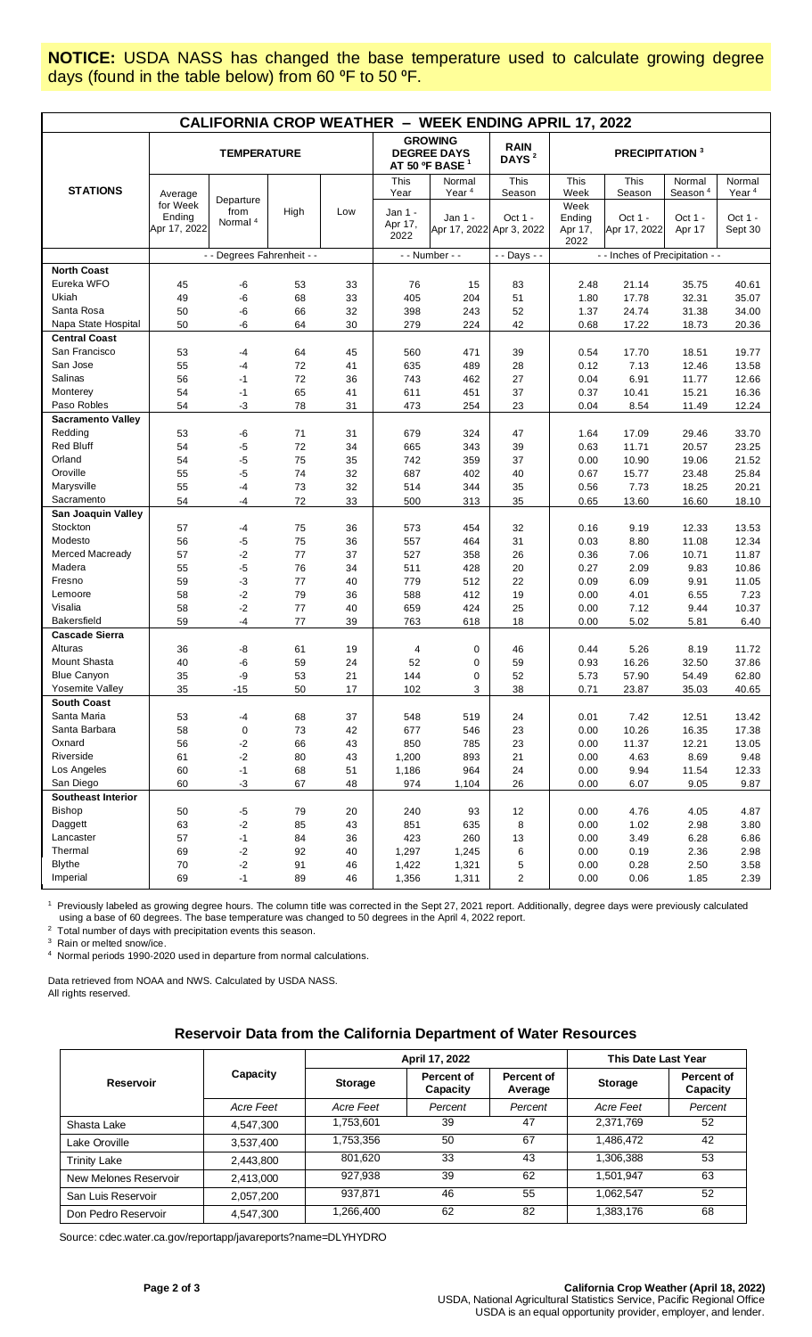**NOTICE:** USDA NASS has changed the base temperature used to calculate growing degree days (found in the table below) from 60 ºF to 50 ºF.

## CALIFORNIA CROP WEATHER – WEEK ENDING APRIL 17, 2022

| STATIONS | TEMPERATURE | | | | GROWING DEGREE DAYS AT 50 ºF BASE [1] | | RAIN DAYS [2] | PRECIPITATION [3] | | | |
|---|---|---|---|---|---|---|---|---|---|---|---|
| | Average for Week Ending Apr 17, 2022 | Departure from Normal [4] | High | Low | This Year Jan 1 - Apr 17, 2022 | Normal Year [4] Jan 1 - Apr 17, 2022 | This Season Oct 1 - Apr 3, 2022 | This Week Week Ending Apr 17, 2022 | This Season Oct 1 - Apr 17, 2022 | Normal Season [4] Oct 1 - Apr 17 | Normal Year [4] Oct 1 - Sept 30 |
| | - - Degrees Fahrenheit - - | | | | - - Number - - | | - - Days - - | - - Inches of Precipitation - - | | | |
| **North Coast** | | | | | | | | | | | |
| Eureka WFO | 45 | -6 | 53 | 33 | 76 | 15 | 83 | 2.48 | 21.14 | 35.75 | 40.61 |
| Ukiah | 49 | -6 | 68 | 33 | 405 | 204 | 51 | 1.80 | 17.78 | 32.31 | 35.07 |
| Santa Rosa | 50 | -6 | 66 | 32 | 398 | 243 | 52 | 1.37 | 24.74 | 31.38 | 34.00 |
| Napa State Hospital | 50 | -6 | 64 | 30 | 279 | 224 | 42 | 0.68 | 17.22 | 18.73 | 20.36 |
| **Central Coast** | | | | | | | | | | | |
| San Francisco | 53 | -4 | 64 | 45 | 560 | 471 | 39 | 0.54 | 17.70 | 18.51 | 19.77 |
| San Jose | 55 | -4 | 72 | 41 | 635 | 489 | 28 | 0.12 | 7.13 | 12.46 | 13.58 |
| Salinas | 56 | -1 | 72 | 36 | 743 | 462 | 27 | 0.04 | 6.91 | 11.77 | 12.66 |
| Monterey | 54 | -1 | 65 | 41 | 611 | 451 | 37 | 0.37 | 10.41 | 15.21 | 16.36 |
| Paso Robles | 54 | -3 | 78 | 31 | 473 | 254 | 23 | 0.04 | 8.54 | 11.49 | 12.24 |
| **Sacramento Valley** | | | | | | | | | | | |
| Redding | 53 | -6 | 71 | 31 | 679 | 324 | 47 | 1.64 | 17.09 | 29.46 | 33.70 |
| Red Bluff | 54 | -5 | 72 | 34 | 665 | 343 | 39 | 0.63 | 11.71 | 20.57 | 23.25 |
| Orland | 54 | -5 | 75 | 35 | 742 | 359 | 37 | 0.00 | 10.90 | 19.06 | 21.52 |
| Oroville | 55 | -5 | 74 | 32 | 687 | 402 | 40 | 0.67 | 15.77 | 23.48 | 25.84 |
| Marysville | 55 | -4 | 73 | 32 | 514 | 344 | 35 | 0.56 | 7.73 | 18.25 | 20.21 |
| Sacramento | 54 | -4 | 72 | 33 | 500 | 313 | 35 | 0.65 | 13.60 | 16.60 | 18.10 |
| **San Joaquin Valley** | | | | | | | | | | | |
| Stockton | 57 | -4 | 75 | 36 | 573 | 454 | 32 | 0.16 | 9.19 | 12.33 | 13.53 |
| Modesto | 56 | -5 | 75 | 36 | 557 | 464 | 31 | 0.03 | 8.80 | 11.08 | 12.34 |
| Merced Macready | 57 | -2 | 77 | 37 | 527 | 358 | 26 | 0.36 | 7.06 | 10.71 | 11.87 |
| Madera | 55 | -5 | 76 | 34 | 511 | 428 | 20 | 0.27 | 2.09 | 9.83 | 10.86 |
| Fresno | 59 | -3 | 77 | 40 | 779 | 512 | 22 | 0.09 | 6.09 | 9.91 | 11.05 |
| Lemoore | 58 | -2 | 79 | 36 | 588 | 412 | 19 | 0.00 | 4.01 | 6.55 | 7.23 |
| Visalia | 58 | -2 | 77 | 40 | 659 | 424 | 25 | 0.00 | 7.12 | 9.44 | 10.37 |
| Bakersfield | 59 | -4 | 77 | 39 | 763 | 618 | 18 | 0.00 | 5.02 | 5.81 | 6.40 |
| **Cascade Sierra** | | | | | | | | | | | |
| Alturas | 36 | -8 | 61 | 19 | 4 | 0 | 46 | 0.44 | 5.26 | 8.19 | 11.72 |
| Mount Shasta | 40 | -6 | 59 | 24 | 52 | 0 | 59 | 0.93 | 16.26 | 32.50 | 37.86 |
| Blue Canyon | 35 | -9 | 53 | 21 | 144 | 0 | 52 | 5.73 | 57.90 | 54.49 | 62.80 |
| Yosemite Valley | 35 | -15 | 50 | 17 | 102 | 3 | 38 | 0.71 | 23.87 | 35.03 | 40.65 |
| **South Coast** | | | | | | | | | | | |
| Santa Maria | 53 | -4 | 68 | 37 | 548 | 519 | 24 | 0.01 | 7.42 | 12.51 | 13.42 |
| Santa Barbara | 58 | 0 | 73 | 42 | 677 | 546 | 23 | 0.00 | 10.26 | 16.35 | 17.38 |
| Oxnard | 56 | -2 | 66 | 43 | 850 | 785 | 23 | 0.00 | 11.37 | 12.21 | 13.05 |
| Riverside | 61 | -2 | 80 | 43 | 1,200 | 893 | 21 | 0.00 | 4.63 | 8.69 | 9.48 |
| Los Angeles | 60 | -1 | 68 | 51 | 1,186 | 964 | 24 | 0.00 | 9.94 | 11.54 | 12.33 |
| San Diego | 60 | -3 | 67 | 48 | 974 | 1,104 | 26 | 0.00 | 6.07 | 9.05 | 9.87 |
| **Southeast Interior** | | | | | | | | | | | |
| Bishop | 50 | -5 | 79 | 20 | 240 | 93 | 12 | 0.00 | 4.76 | 4.05 | 4.87 |
| Daggett | 63 | -2 | 85 | 43 | 851 | 635 | 8 | 0.00 | 1.02 | 2.98 | 3.80 |
| Lancaster | 57 | -1 | 84 | 36 | 423 | 260 | 13 | 0.00 | 3.49 | 6.28 | 6.86 |
| Thermal | 69 | -2 | 92 | 40 | 1,297 | 1,245 | 6 | 0.00 | 0.19 | 2.36 | 2.98 |
| Blythe | 70 | -2 | 91 | 46 | 1,422 | 1,321 | 5 | 0.00 | 0.28 | 2.50 | 3.58 |
| Imperial | 69 | -1 | 89 | 46 | 1,356 | 1,311 | 2 | 0.00 | 0.06 | 1.85 | 2.39 |

[1] Previously labeled as growing degree hours. The column title was corrected in the Sept 27, 2021 report. Additionally, degree days were previously calculated using a base of 60 degrees. The base temperature was changed to 50 degrees in the April 4, 2022 report.

[2] Total number of days with precipitation events this season.

[3] Rain or melted snow/ice.

[4] Normal periods 1990-2020 used in departure from normal calculations.

Data retrieved from NOAA and NWS. Calculated by USDA NASS.
All rights reserved.

### Reservoir Data from the California Department of Water Resources

| Reservoir | Capacity | April 17, 2022 | | | This Date Last Year | |
|---|---|---|---|---|---|---|
| | | Storage | Percent of Capacity | Percent of Average | Storage | Percent of Capacity |
| | *Acre Feet* | *Acre Feet* | *Percent* | *Percent* | *Acre Feet* | *Percent* |
| Shasta Lake | 4,547,300 | 1,753,601 | 39 | 47 | 2,371,769 | 52 |
| Lake Oroville | 3,537,400 | 1,753,356 | 50 | 67 | 1,486,472 | 42 |
| Trinity Lake | 2,443,800 | 801,620 | 33 | 43 | 1,306,388 | 53 |
| New Melones Reservoir | 2,413,000 | 927,938 | 39 | 62 | 1,501,947 | 63 |
| San Luis Reservoir | 2,057,200 | 937,871 | 46 | 55 | 1,062,547 | 52 |
| Don Pedro Reservoir | 4,547,300 | 1,266,400 | 62 | 82 | 1,383,176 | 68 |

Source: cdec.water.ca.gov/reportapp/javareports?name=DLYHYDRO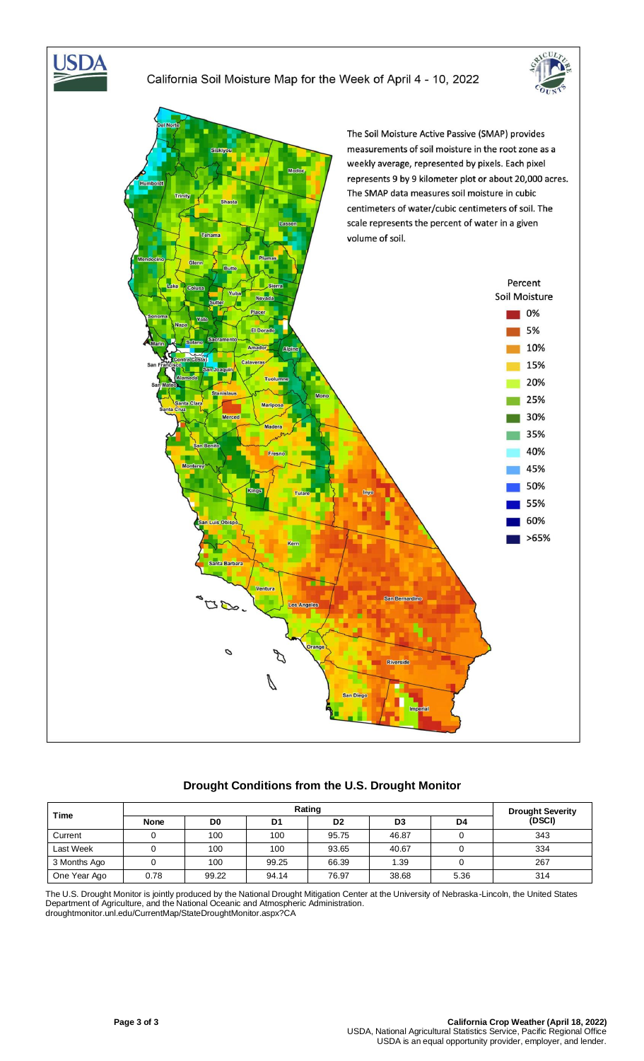# California Soil Moisture Map for the Week of April 4 - 10, 2022

The Soil Moisture Active Passive (SMAP) provides measurements of soil moisture in the root zone as a weekly average, represented by pixels. Each pixel represents 9 by 9 kilometer plot or about 20,000 acres. The SMAP data measures soil moisture in cubic centimeters of water/cubic centimeters of soil. The scale represents the percent of water in a given volume of soil.

Percent Soil Moisture

0%
5%
10%
15%
20%
25%
30%
35%
40%
45%
50%
55%
60%
>65%

Del Norte
Siskiyou
Modoc
Humboldt
Trinity
Shasta
Lassen
Tehama
Mendocino
Glenn
Butte
Plumas
Lake
Colusa
Yuba
Sierra
Nevada
Sutter
Placer
Sonoma
Yolo
Napa
El Dorado
Sacramento
Marin
Solano
Amador
Alpine
Contra Costa
San Francisco
Calaveras
San Joaquin
Alameda
Tuolumne
San Mateo
Mono
Stanislaus
Santa Clara
Mariposa
Santa Cruz
Merced
Madera
San Benito
Fresno
Monterey
Kings
Tulare
Inyo
San Luis Obispo
Kern
Santa Barbara
Ventura
San Bernardino
Los Angeles
Orange
Riverside
San Diego
Imperial

## Drought Conditions from the U.S. Drought Monitor

| Time | Rating | | | | | | Drought Severity (DSCI) |
|---|---|---|---|---|---|---|---|
| | None | D0 | D1 | D2 | D3 | D4 | |
| Current | 0 | 100 | 100 | 95.75 | 46.87 | 0 | 343 |
| Last Week | 0 | 100 | 100 | 93.65 | 40.67 | 0 | 334 |
| 3 Months Ago | 0 | 100 | 99.25 | 66.39 | 1.39 | 0 | 267 |
| One Year Ago | 0.78 | 99.22 | 94.14 | 76.97 | 38.68 | 5.36 | 314 |

The U.S. Drought Monitor is jointly produced by the National Drought Mitigation Center at the University of Nebraska-Lincoln, the United States Department of Agriculture, and the National Oceanic and Atmospheric Administration.
droughtmonitor.unl.edu/CurrentMap/StateDroughtMonitor.aspx?CA

**California Crop Weather (April 18, 2022)**
USDA, National Agricultural Statistics Service, Pacific Regional Office
USDA is an equal opportunity provider, employer, and lender.